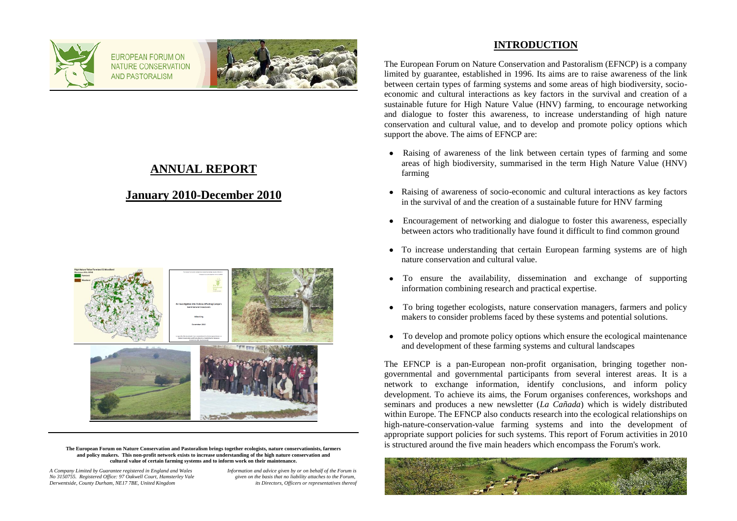EUROPEAN FORUM ON NATURE CONSERVATION AND PASTORALISM

# ANNUAL REPORT

## January 2010-December 2010

**The European Forum on Nature Conservation and Pastoralism brings together ecologists, nature conservationists, farmers and policy makers. This non-profit network exists to increase understanding of the high nature conservation and cultural value of certain farming systems and to inform work on their maintenance.**

*A Company Limited by Guarantee registered in England and Wales No 3150755. Registered Office: 97 Oakwell Court, Hamsterley Vale Derwentside, County Durham, NE17 7BE, United Kingdom*

*Information and advice given by or on behalf of the Forum is given on the basis that no liability attaches to the Forum, its Directors, Officers or representatives thereof*

## INTRODUCTION

The European Forum on Nature Conservation and Pastoralism (EFNCP) is a company limited by guarantee, established in 1996. Its aims are to raise awareness of the link between certain types of farming systems and some areas of high biodiversity, socio-economic and cultural interactions as key factors in the survival and creation of a sustainable future for High Nature Value (HNV) farming, to encourage networking and dialogue to foster this awareness, to increase understanding of high nature conservation and cultural value, and to develop and promote policy options which support the above. The aims of EFNCP are:

- Raising of awareness of the link between certain types of farming and some areas of high biodiversity, summarised in the term High Nature Value (HNV) farming
- Raising of awareness of socio-economic and cultural interactions as key factors in the survival of and the creation of a sustainable future for HNV farming
- Encouragement of networking and dialogue to foster this awareness, especially between actors who traditionally have found it difficult to find common ground
- To increase understanding that certain European farming systems are of high nature conservation and cultural value.
- To ensure the availability, dissemination and exchange of supporting information combining research and practical expertise.
- To bring together ecologists, nature conservation managers, farmers and policy makers to consider problems faced by these systems and potential solutions.
- To develop and promote policy options which ensure the ecological maintenance and development of these farming systems and cultural landscapes

The EFNCP is a pan-European non-profit organisation, bringing together non-governmental and governmental participants from several interest areas. It is a network to exchange information, identify conclusions, and inform policy development. To achieve its aims, the Forum organises conferences, workshops and seminars and produces a new newsletter (*La Cañada*) which is widely distributed within Europe. The EFNCP also conducts research into the ecological relationships on high-nature-conservation-value farming systems and into the development of appropriate support policies for such systems. This report of Forum activities in 2010 is structured around the five main headers which encompass the Forum's work.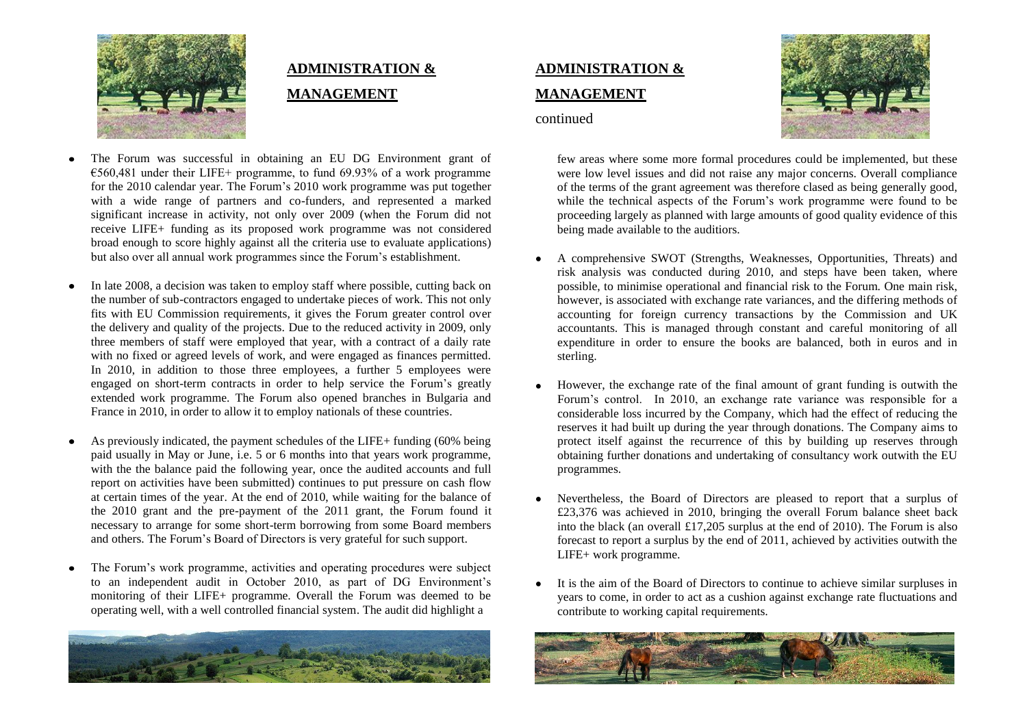## ADMINISTRATION & MANAGEMENT

- The Forum was successful in obtaining an EU DG Environment grant of €560,481 under their LIFE+ programme, to fund 69.93% of a work programme for the 2010 calendar year. The Forum's 2010 work programme was put together with a wide range of partners and co-funders, and represented a marked significant increase in activity, not only over 2009 (when the Forum did not receive LIFE+ funding as its proposed work programme was not considered broad enough to score highly against all the criteria use to evaluate applications) but also over all annual work programmes since the Forum's establishment.

- In late 2008, a decision was taken to employ staff where possible, cutting back on the number of sub-contractors engaged to undertake pieces of work. This not only fits with EU Commission requirements, it gives the Forum greater control over the delivery and quality of the projects. Due to the reduced activity in 2009, only three members of staff were employed that year, with a contract of a daily rate with no fixed or agreed levels of work, and were engaged as finances permitted. In 2010, in addition to those three employees, a further 5 employees were engaged on short-term contracts in order to help service the Forum's greatly extended work programme. The Forum also opened branches in Bulgaria and France in 2010, in order to allow it to employ nationals of these countries.

- As previously indicated, the payment schedules of the LIFE+ funding (60% being paid usually in May or June, i.e. 5 or 6 months into that years work programme, with the the balance paid the following year, once the audited accounts and full report on activities have been submitted) continues to put pressure on cash flow at certain times of the year. At the end of 2010, while waiting for the balance of the 2010 grant and the pre-payment of the 2011 grant, the Forum found it necessary to arrange for some short-term borrowing from some Board members and others. The Forum's Board of Directors is very grateful for such support.

- The Forum's work programme, activities and operating procedures were subject to an independent audit in October 2010, as part of DG Environment's monitoring of their LIFE+ programme. Overall the Forum was deemed to be operating well, with a well controlled financial system. The audit did highlight a few areas where some more formal procedures could be implemented, but these were low level issues and did not raise any major concerns. Overall compliance of the terms of the grant agreement was therefore clased as being generally good, while the technical aspects of the Forum's work programme were found to be proceeding largely as planned with large amounts of good quality evidence of this being made available to the auditiors.

- A comprehensive SWOT (Strengths, Weaknesses, Opportunities, Threats) and risk analysis was conducted during 2010, and steps have been taken, where possible, to minimise operational and financial risk to the Forum. One main risk, however, is associated with exchange rate variances, and the differing methods of accounting for foreign currency transactions by the Commission and UK accountants. This is managed through constant and careful monitoring of all expenditure in order to ensure the books are balanced, both in euros and in sterling.

- However, the exchange rate of the final amount of grant funding is outwith the Forum's control. In 2010, an exchange rate variance was responsible for a considerable loss incurred by the Company, which had the effect of reducing the reserves it had built up during the year through donations. The Company aims to protect itself against the recurrence of this by building up reserves through obtaining further donations and undertaking of consultancy work outwith the EU programmes.

- Nevertheless, the Board of Directors are pleased to report that a surplus of £23,376 was achieved in 2010, bringing the overall Forum balance sheet back into the black (an overall £17,205 surplus at the end of 2010). The Forum is also forecast to report a surplus by the end of 2011, achieved by activities outwith the LIFE+ work programme.

- It is the aim of the Board of Directors to continue to achieve similar surpluses in years to come, in order to act as a cushion against exchange rate fluctuations and contribute to working capital requirements.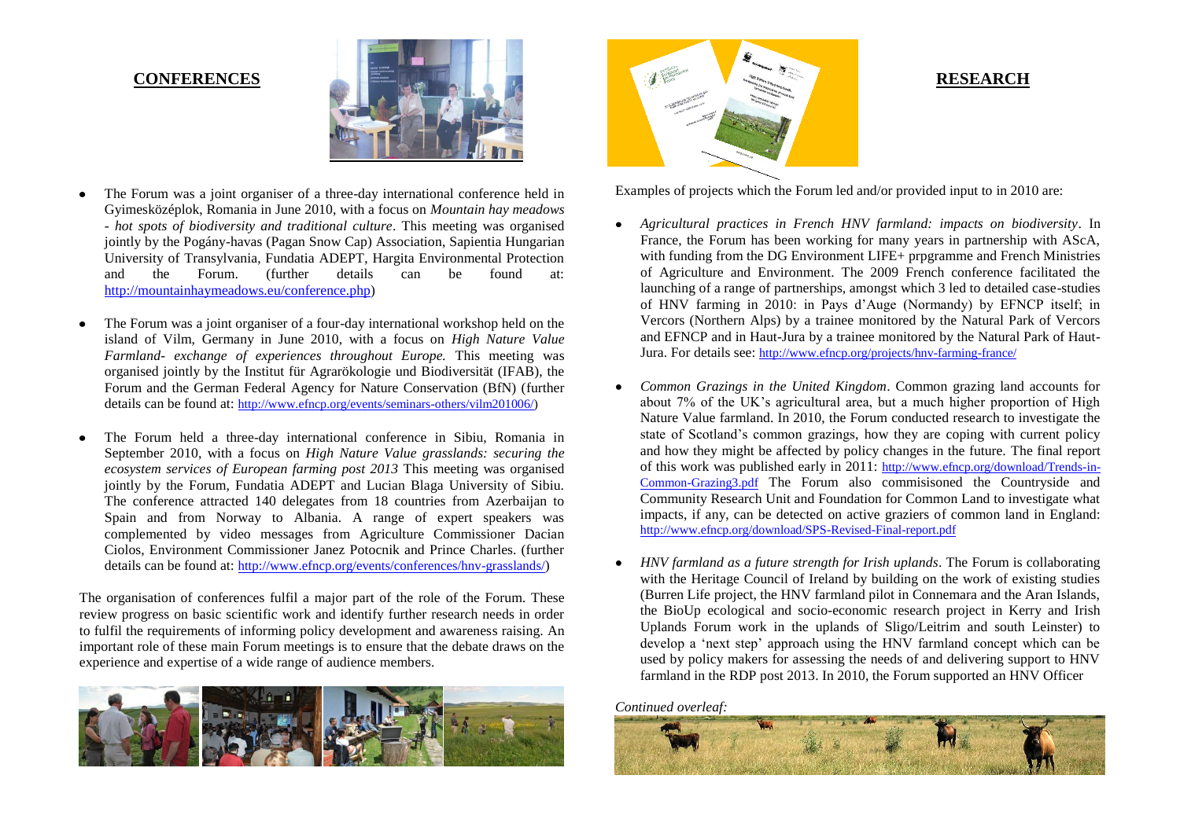## CONFERENCES

- The Forum was a joint organiser of a three-day international conference held in Gyimesközéplok, Romania in June 2010, with a focus on *Mountain hay meadows - hot spots of biodiversity and traditional culture*. This meeting was organised jointly by the Pogány-havas (Pagan Snow Cap) Association, Sapientia Hungarian University of Transylvania, Fundatia ADEPT, Hargita Environmental Protection and the Forum. (further details can be found at: http://mountainhaymeadows.eu/conference.php)

- The Forum was a joint organiser of a four-day international workshop held on the island of Vilm, Germany in June 2010, with a focus on *High Nature Value Farmland- exchange of experiences throughout Europe.* This meeting was organised jointly by the Institut für Agrarökologie und Biodiversität (IFAB), the Forum and the German Federal Agency for Nature Conservation (BfN) (further details can be found at: http://www.efncp.org/events/seminars-others/vilm201006/)

- The Forum held a three-day international conference in Sibiu, Romania in September 2010, with a focus on *High Nature Value grasslands: securing the ecosystem services of European farming post 2013* This meeting was organised jointly by the Forum, Fundatia ADEPT and Lucian Blaga University of Sibiu. The conference attracted 140 delegates from 18 countries from Azerbaijan to Spain and from Norway to Albania. A range of expert speakers was complemented by video messages from Agriculture Commissioner Dacian Ciolos, Environment Commissioner Janez Potocnik and Prince Charles. (further details can be found at: http://www.efncp.org/events/conferences/hnv-grasslands/)

The organisation of conferences fulfil a major part of the role of the Forum. These review progress on basic scientific work and identify further research needs in order to fulfil the requirements of informing policy development and awareness raising. An important role of these main Forum meetings is to ensure that the debate draws on the experience and expertise of a wide range of audience members.

## RESEARCH

Examples of projects which the Forum led and/or provided input to in 2010 are:

- *Agricultural practices in French HNV farmland: impacts on biodiversity*. In France, the Forum has been working for many years in partnership with AScA, with funding from the DG Environment LIFE+ prpgramme and French Ministries of Agriculture and Environment. The 2009 French conference facilitated the launching of a range of partnerships, amongst which 3 led to detailed case-studies of HNV farming in 2010: in Pays d'Auge (Normandy) by EFNCP itself; in Vercors (Northern Alps) by a trainee monitored by the Natural Park of Vercors and EFNCP and in Haut-Jura by a trainee monitored by the Natural Park of Haut-Jura. For details see: http://www.efncp.org/projects/hnv-farming-france/

- *Common Grazings in the United Kingdom*. Common grazing land accounts for about 7% of the UK's agricultural area, but a much higher proportion of High Nature Value farmland. In 2010, the Forum conducted research to investigate the state of Scotland's common grazings, how they are coping with current policy and how they might be affected by policy changes in the future. The final report of this work was published early in 2011: http://www.efncp.org/download/Trends-in-Common-Grazing3.pdf The Forum also commisisoned the Countryside and Community Research Unit and Foundation for Common Land to investigate what impacts, if any, can be detected on active graziers of common land in England: http://www.efncp.org/download/SPS-Revised-Final-report.pdf

- *HNV farmland as a future strength for Irish uplands*. The Forum is collaborating with the Heritage Council of Ireland by building on the work of existing studies (Burren Life project, the HNV farmland pilot in Connemara and the Aran Islands, the BioUp ecological and socio-economic research project in Kerry and Irish Uplands Forum work in the uplands of Sligo/Leitrim and south Leinster) to develop a 'next step' approach using the HNV farmland concept which can be used by policy makers for assessing the needs of and delivering support to HNV farmland in the RDP post 2013. In 2010, the Forum supported an HNV Officer

*Continued overleaf:*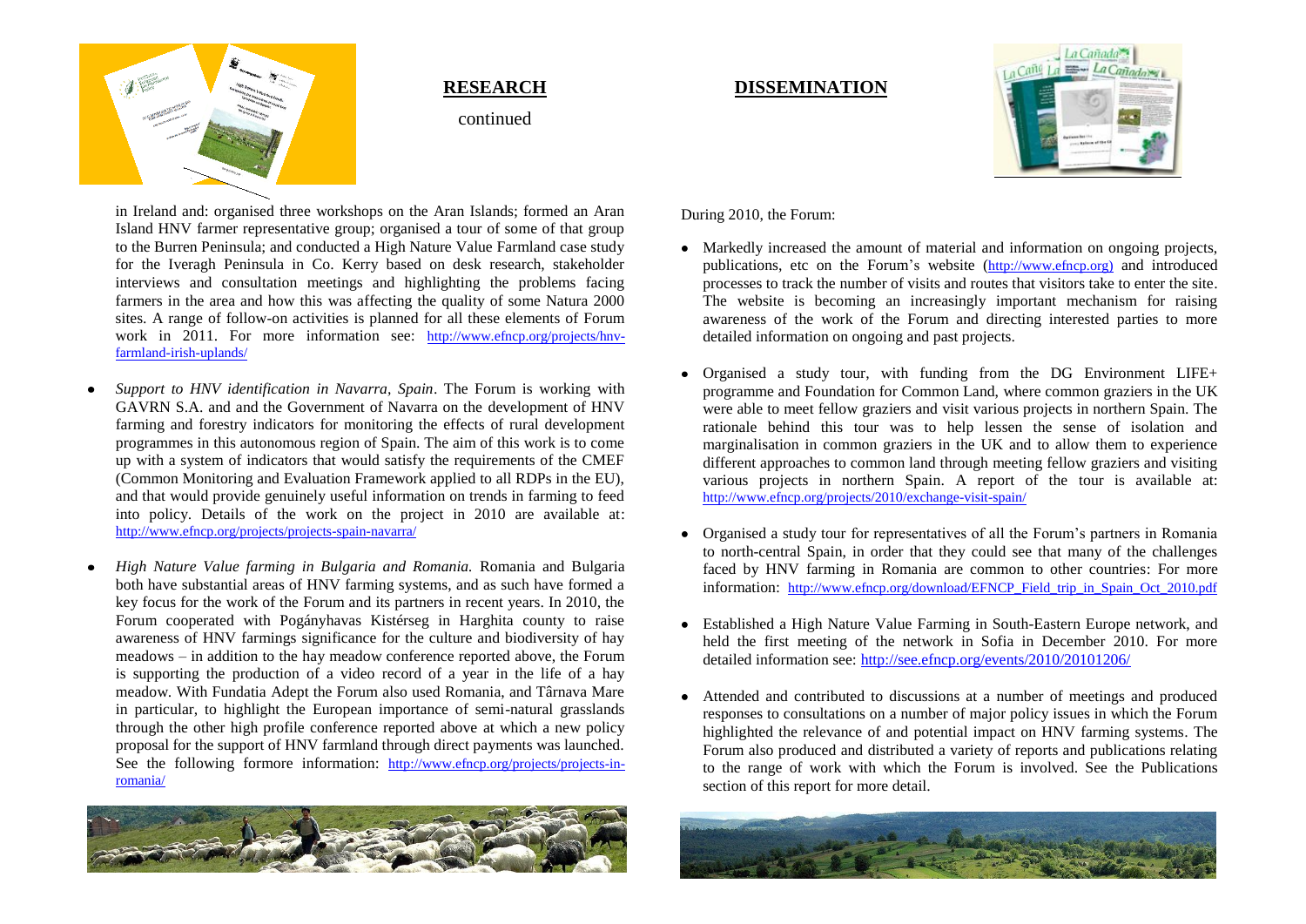## RESEARCH

continued

in Ireland and: organised three workshops on the Aran Islands; formed an Aran Island HNV farmer representative group; organised a tour of some of that group to the Burren Peninsula; and conducted a High Nature Value Farmland case study for the Iveragh Peninsula in Co. Kerry based on desk research, stakeholder interviews and consultation meetings and highlighting the problems facing farmers in the area and how this was affecting the quality of some Natura 2000 sites. A range of follow-on activities is planned for all these elements of Forum work in 2011. For more information see: http://www.efncp.org/projects/hnv-farmland-irish-uplands/

- *Support to HNV identification in Navarra, Spain*. The Forum is working with GAVRN S.A. and and the Government of Navarra on the development of HNV farming and forestry indicators for monitoring the effects of rural development programmes in this autonomous region of Spain. The aim of this work is to come up with a system of indicators that would satisfy the requirements of the CMEF (Common Monitoring and Evaluation Framework applied to all RDPs in the EU), and that would provide genuinely useful information on trends in farming to feed into policy. Details of the work on the project in 2010 are available at: http://www.efncp.org/projects/projects-spain-navarra/

- *High Nature Value farming in Bulgaria and Romania.* Romania and Bulgaria both have substantial areas of HNV farming systems, and as such have formed a key focus for the work of the Forum and its partners in recent years. In 2010, the Forum cooperated with Pogányhavas Kistérseg in Harghita county to raise awareness of HNV farmings significance for the culture and biodiversity of hay meadows – in addition to the hay meadow conference reported above, the Forum is supporting the production of a video record of a year in the life of a hay meadow. With Fundatia Adept the Forum also used Romania, and Târnava Mare in particular, to highlight the European importance of semi-natural grasslands through the other high profile conference reported above at which a new policy proposal for the support of HNV farmland through direct payments was launched. See the following formore information: http://www.efncp.org/projects/projects-in-romania/

## DISSEMINATION

During 2010, the Forum:

- Markedly increased the amount of material and information on ongoing projects, publications, etc on the Forum's website (http://www.efncp.org) and introduced processes to track the number of visits and routes that visitors take to enter the site. The website is becoming an increasingly important mechanism for raising awareness of the work of the Forum and directing interested parties to more detailed information on ongoing and past projects.

- Organised a study tour, with funding from the DG Environment LIFE+ programme and Foundation for Common Land, where common graziers in the UK were able to meet fellow graziers and visit various projects in northern Spain. The rationale behind this tour was to help lessen the sense of isolation and marginalisation in common graziers in the UK and to allow them to experience different approaches to common land through meeting fellow graziers and visiting various projects in northern Spain. A report of the tour is available at: http://www.efncp.org/projects/2010/exchange-visit-spain/

- Organised a study tour for representatives of all the Forum's partners in Romania to north-central Spain, in order that they could see that many of the challenges faced by HNV farming in Romania are common to other countries: For more information: http://www.efncp.org/download/EFNCP_Field_trip_in_Spain_Oct_2010.pdf

- Established a High Nature Value Farming in South-Eastern Europe network, and held the first meeting of the network in Sofia in December 2010. For more detailed information see: http://see.efncp.org/events/2010/20101206/

- Attended and contributed to discussions at a number of meetings and produced responses to consultations on a number of major policy issues in which the Forum highlighted the relevance of and potential impact on HNV farming systems. The Forum also produced and distributed a variety of reports and publications relating to the range of work with which the Forum is involved. See the Publications section of this report for more detail.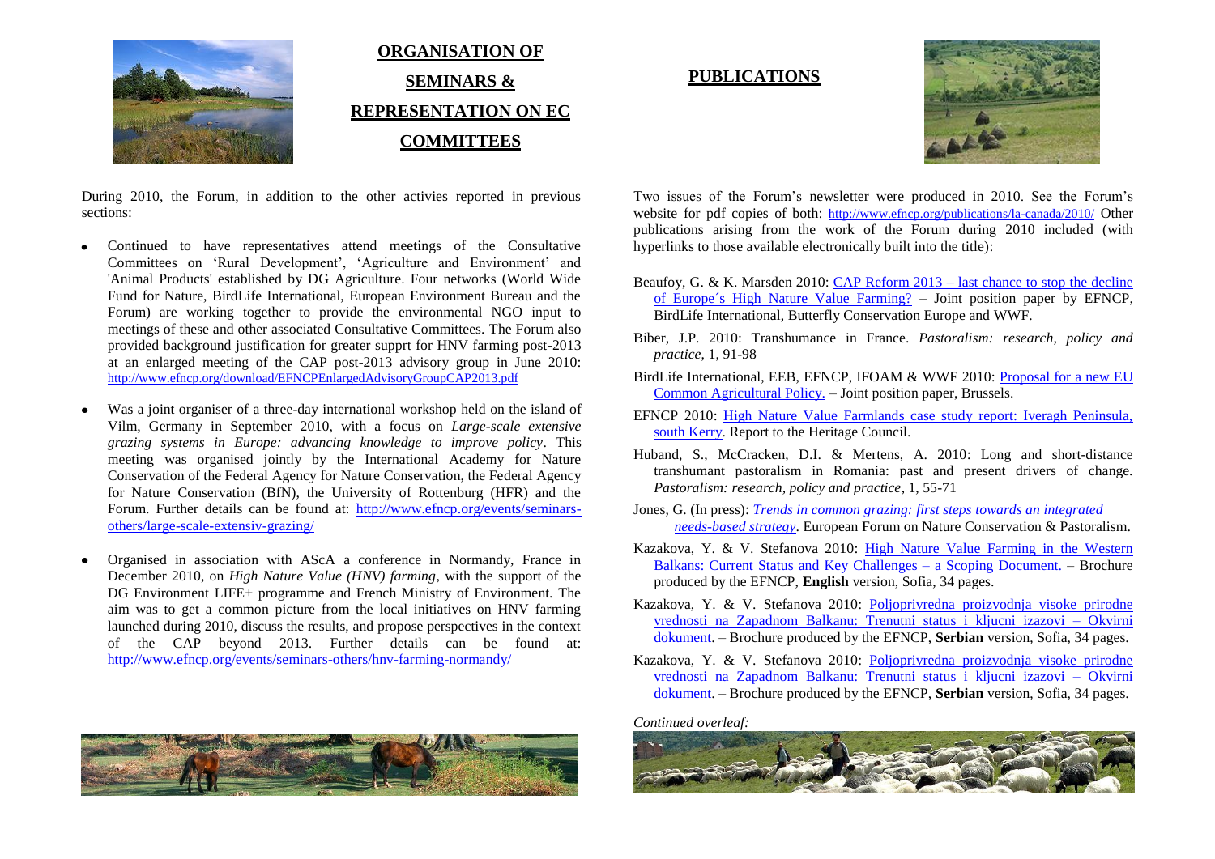# ORGANISATION OF SEMINARS & REPRESENTATION ON EC COMMITTEES

During 2010, the Forum, in addition to the other activies reported in previous sections:

- Continued to have representatives attend meetings of the Consultative Committees on 'Rural Development', 'Agriculture and Environment' and 'Animal Products' established by DG Agriculture. Four networks (World Wide Fund for Nature, BirdLife International, European Environment Bureau and the Forum) are working together to provide the environmental NGO input to meetings of these and other associated Consultative Committees. The Forum also provided background justification for greater supprt for HNV farming post-2013 at an enlarged meeting of the CAP post-2013 advisory group in June 2010: http://www.efncp.org/download/EFNCPEnlargedAdvisoryGroupCAP2013.pdf

- Was a joint organiser of a three-day international workshop held on the island of Vilm, Germany in September 2010, with a focus on *Large-scale extensive grazing systems in Europe: advancing knowledge to improve policy*. This meeting was organised jointly by the International Academy for Nature Conservation of the Federal Agency for Nature Conservation, the Federal Agency for Nature Conservation (BfN), the University of Rottenburg (HFR) and the Forum. Further details can be found at: http://www.efncp.org/events/seminars-others/large-scale-extensiv-grazing/

- Organised in association with AScA a conference in Normandy, France in December 2010, on *High Nature Value (HNV) farming*, with the support of the DG Environment LIFE+ programme and French Ministry of Environment. The aim was to get a common picture from the local initiatives on HNV farming launched during 2010, discuss the results, and propose perspectives in the context of the CAP beyond 2013. Further details can be found at: http://www.efncp.org/events/seminars-others/hnv-farming-normandy/

# PUBLICATIONS

Two issues of the Forum's newsletter were produced in 2010. See the Forum's website for pdf copies of both: http://www.efncp.org/publications/la-canada/2010/ Other publications arising from the work of the Forum during 2010 included (with hyperlinks to those available electronically built into the title):

Beaufoy, G. & K. Marsden 2010: CAP Reform 2013 – last chance to stop the decline of Europe´s High Nature Value Farming? – Joint position paper by EFNCP, BirdLife International, Butterfly Conservation Europe and WWF.

Biber, J.P. 2010: Transhumance in France. *Pastoralism: research, policy and practice*, 1, 91-98

BirdLife International, EEB, EFNCP, IFOAM & WWF 2010: Proposal for a new EU Common Agricultural Policy. – Joint position paper, Brussels.

EFNCP 2010: High Nature Value Farmlands case study report: Iveragh Peninsula, south Kerry. Report to the Heritage Council.

Huband, S., McCracken, D.I. & Mertens, A. 2010: Long and short-distance transhumant pastoralism in Romania: past and present drivers of change. *Pastoralism: research, policy and practice*, 1, 55-71

Jones, G. (In press): *Trends in common grazing: first steps towards an integrated needs-based strategy*. European Forum on Nature Conservation & Pastoralism.

Kazakova, Y. & V. Stefanova 2010: High Nature Value Farming in the Western Balkans: Current Status and Key Challenges – a Scoping Document. – Brochure produced by the EFNCP, **English** version, Sofia, 34 pages.

Kazakova, Y. & V. Stefanova 2010: Poljoprivredna proizvodnja visoke prirodne vrednosti na Zapadnom Balkanu: Trenutni status i kljucni izazovi – Okvirni dokument. – Brochure produced by the EFNCP, **Serbian** version, Sofia, 34 pages.

Kazakova, Y. & V. Stefanova 2010: Poljoprivredna proizvodnja visoke prirodne vrednosti na Zapadnom Balkanu: Trenutni status i kljucni izazovi – Okvirni dokument. – Brochure produced by the EFNCP, **Serbian** version, Sofia, 34 pages.

*Continued overleaf:*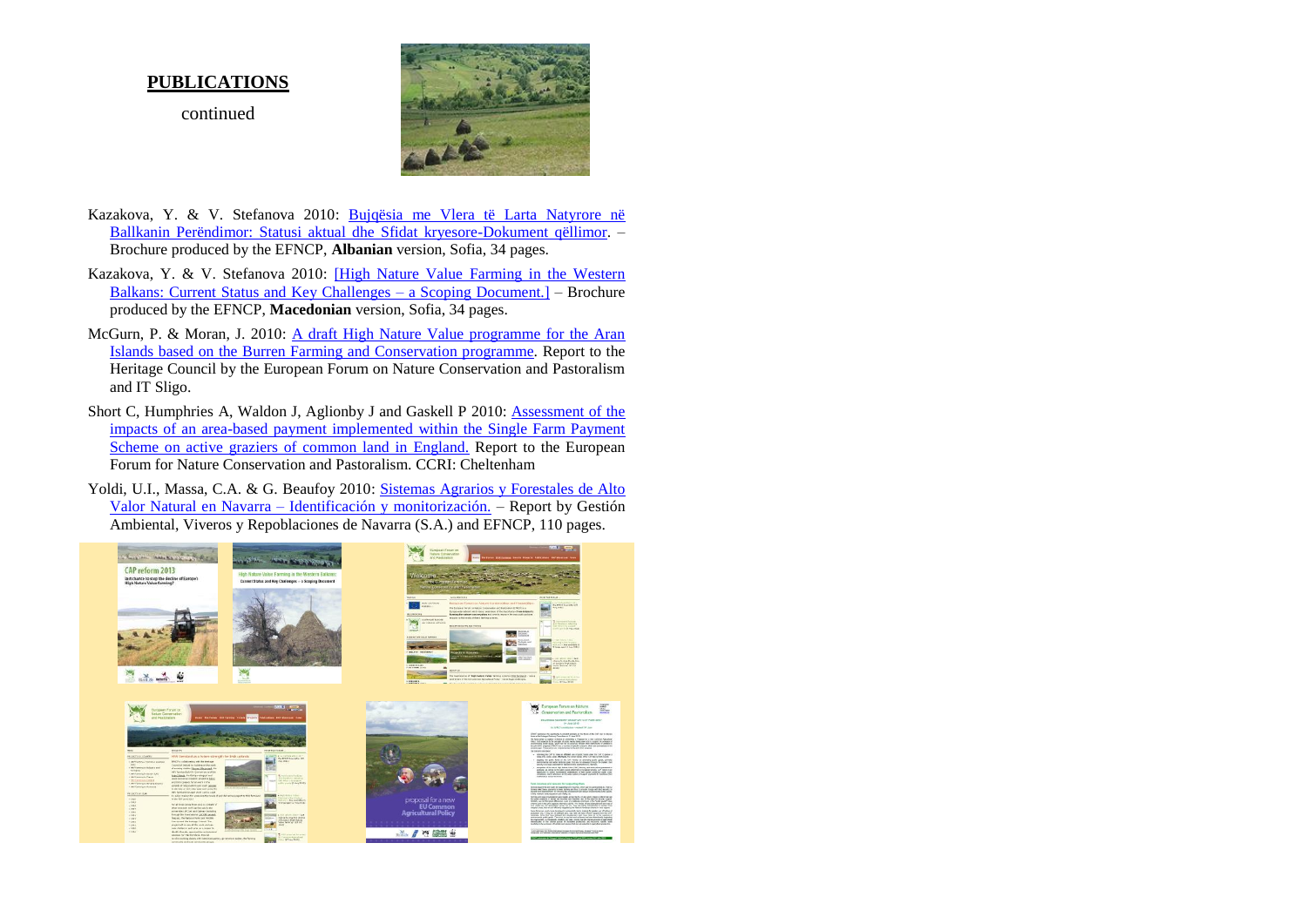## PUBLICATIONS

continued

Kazakova, Y. & V. Stefanova 2010: Bujqësia me Vlera të Larta Natyrore në Ballkanin Perëndimor: Statusi aktual dhe Sfidat kryesore-Dokument qëllimor. – Brochure produced by the EFNCP, **Albanian** version, Sofia, 34 pages.

Kazakova, Y. & V. Stefanova 2010: [High Nature Value Farming in the Western Balkans: Current Status and Key Challenges – a Scoping Document.] – Brochure produced by the EFNCP, **Macedonian** version, Sofia, 34 pages.

McGurn, P. & Moran, J. 2010: A draft High Nature Value programme for the Aran Islands based on the Burren Farming and Conservation programme. Report to the Heritage Council by the European Forum on Nature Conservation and Pastoralism and IT Sligo.

Short C, Humphries A, Waldon J, Aglionby J and Gaskell P 2010: Assessment of the impacts of an area-based payment implemented within the Single Farm Payment Scheme on active graziers of common land in England. Report to the European Forum for Nature Conservation and Pastoralism. CCRI: Cheltenham

Yoldi, U.I., Massa, C.A. & G. Beaufoy 2010: Sistemas Agrarios y Forestales de Alto Valor Natural en Navarra – Identificación y monitorización. – Report by Gestión Ambiental, Viveros y Repoblaciones de Navarra (S.A.) and EFNCP, 110 pages.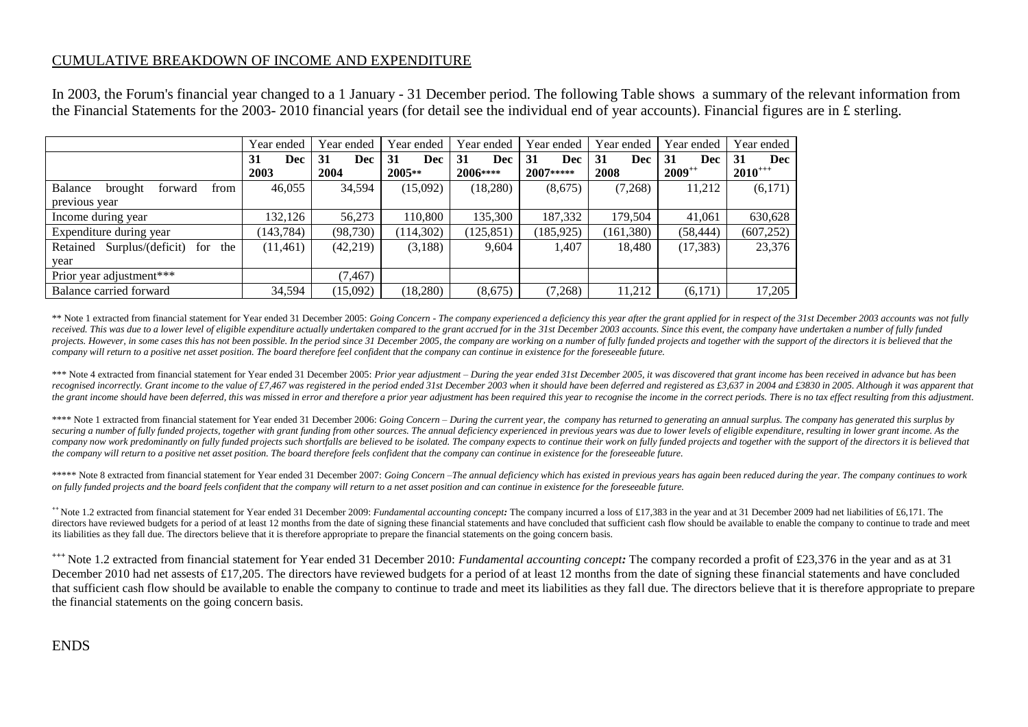CUMULATIVE BREAKDOWN OF INCOME AND EXPENDITURE

In 2003, the Forum's financial year changed to a 1 January - 31 December period. The following Table shows a summary of the relevant information from the Financial Statements for the 2003- 2010 financial years (for detail see the individual end of year accounts). Financial figures are in £ sterling.

| | Year ended 31 Dec 2003 | Year ended 31 Dec 2004 | Year ended 31 Dec 2005** | Year ended 31 Dec 2006**** | Year ended 31 Dec 2007***** | Year ended 31 Dec 2008 | Year ended 31 Dec 2009++ | Year ended 31 Dec 2010+++ |
|---|---|---|---|---|---|---|---|---|
| Balance brought forward from previous year | 46,055 | 34,594 | (15,092) | (18,280) | (8,675) | (7,268) | 11,212 | (6,171) |
| Income during year | 132,126 | 56,273 | 110,800 | 135,300 | 187,332 | 179,504 | 41,061 | 630,628 |
| Expenditure during year | (143,784) | (98,730) | (114,302) | (125,851) | (185,925) | (161,380) | (58,444) | (607,252) |
| Retained Surplus/(deficit) for the year | (11,461) | (42,219) | (3,188) | 9,604 | 1,407 | 18,480 | (17,383) | 23,376 |
| Prior year adjustment*** | | (7,467) | | | | | | |
| Balance carried forward | 34,594 | (15,092) | (18,280) | (8,675) | (7,268) | 11,212 | (6,171) | 17,205 |

** Note 1 extracted from financial statement for Year ended 31 December 2005: *Going Concern - The company experienced a deficiency this year after the grant applied for in respect of the 31st December 2003 accounts was not fully received. This was due to a lower level of eligible expenditure actually undertaken compared to the grant accrued for in the 31st December 2003 accounts. Since this event, the company have undertaken a number of fully funded projects. However, in some cases this has not been possible. In the period since 31 December 2005, the company are working on a number of fully funded projects and together with the support of the directors it is believed that the company will return to a positive net asset position. The board therefore feel confident that the company can continue in existence for the foreseeable future.*

*** Note 4 extracted from financial statement for Year ended 31 December 2005: *Prior year adjustment – During the year ended 31st December 2005, it was discovered that grant income has been received in advance but has been recognised incorrectly. Grant income to the value of £7,467 was registered in the period ended 31st December 2003 when it should have been deferred and registered as £3,637 in 2004 and £3830 in 2005. Although it was apparent that the grant income should have been deferred, this was missed in error and therefore a prior year adjustment has been required this year to recognise the income in the correct periods. There is no tax effect resulting from this adjustment.*

**** Note 1 extracted from financial statement for Year ended 31 December 2006: *Going Concern – During the current year, the company has returned to generating an annual surplus. The company has generated this surplus by securing a number of fully funded projects, together with grant funding from other sources. The annual deficiency experienced in previous years was due to lower levels of eligible expenditure, resulting in lower grant income. As the company now work predominantly on fully funded projects such shortfalls are believed to be isolated. The company expects to continue their work on fully funded projects and together with the support of the directors it is believed that the company will return to a positive net asset position. The board therefore feels confident that the company can continue in existence for the foreseeable future.*

***** Note 8 extracted from financial statement for Year ended 31 December 2007: *Going Concern –The annual deficiency which has existed in previous years has again been reduced during the year. The company continues to work on fully funded projects and the board feels confident that the company will return to a net asset position and can continue in existence for the foreseeable future.*

++ Note 1.2 extracted from financial statement for Year ended 31 December 2009: ***Fundamental accounting concept:*** The company incurred a loss of £17,383 in the year and at 31 December 2009 had net liabilities of £6,171. The directors have reviewed budgets for a period of at least 12 months from the date of signing these financial statements and have concluded that sufficient cash flow should be available to enable the company to continue to trade and meet its liabilities as they fall due. The directors believe that it is therefore appropriate to prepare the financial statements on the going concern basis.

+++ Note 1.2 extracted from financial statement for Year ended 31 December 2010: ***Fundamental accounting concept:*** The company recorded a profit of £23,376 in the year and as at 31 December 2010 had net assests of £17,205. The directors have reviewed budgets for a period of at least 12 months from the date of signing these financial statements and have concluded that sufficient cash flow should be available to enable the company to continue to trade and meet its liabilities as they fall due. The directors believe that it is therefore appropriate to prepare the financial statements on the going concern basis.

ENDS